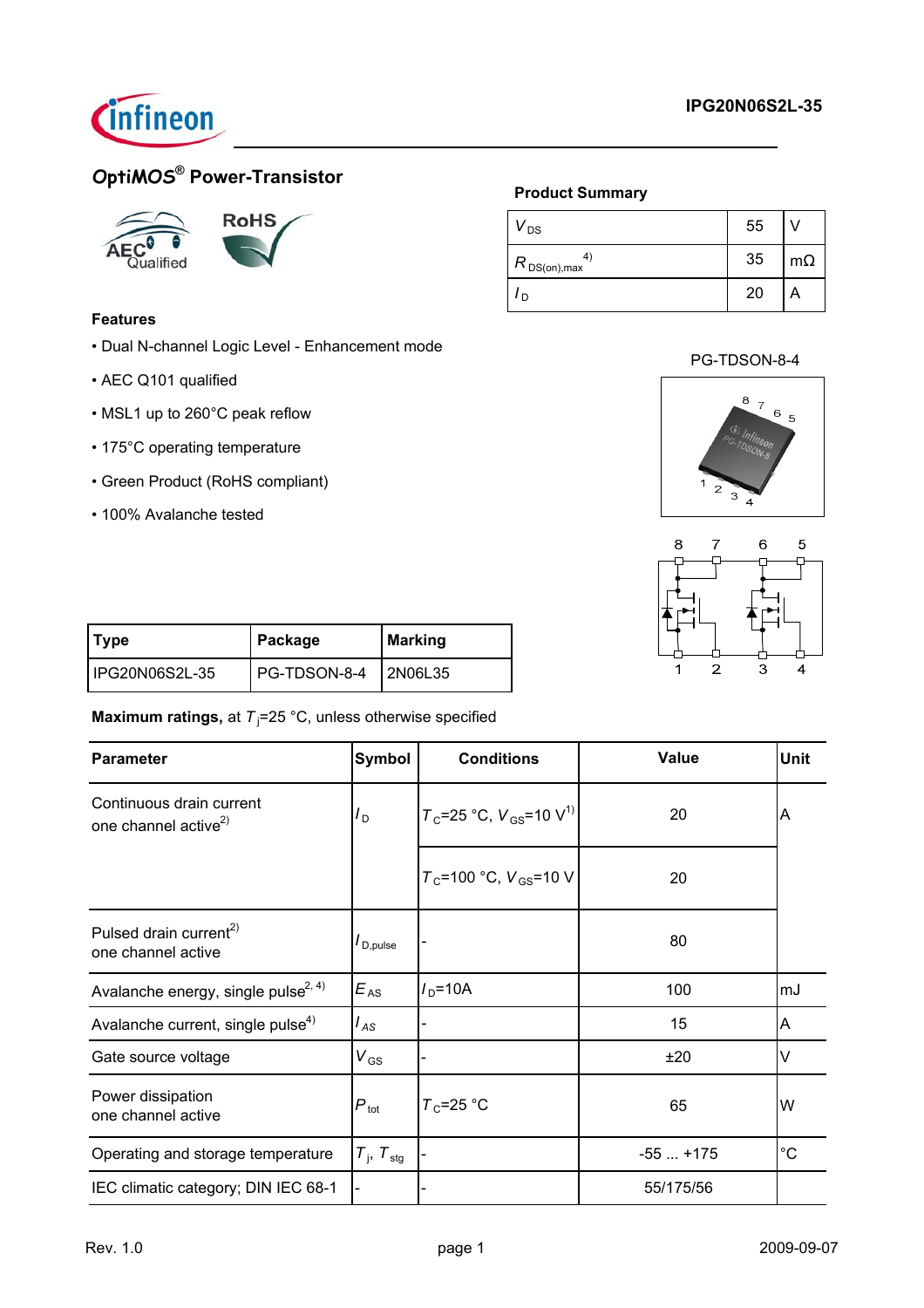# OptiMOS® Power-Transistor

**IPG20N06S2L-35**

### Product Summary

| | | |
|---|---|---|
| $V_{DS}$ | 55 | V |
| $R_{DS(on),max}$ [4] | 35 | mΩ |
| $I_D$ | 20 | A |

### Features

- Dual N-channel Logic Level - Enhancement mode
- AEC Q101 qualified
- MSL1 up to 260°C peak reflow
- 175°C operating temperature
- Green Product (RoHS compliant)
- 100% Avalanche tested

PG-TDSON-8-4

| Type | Package | Marking |
|---|---|---|
| IPG20N06S2L-35 | PG-TDSON-8-4 | 2N06L35 |

**Maximum ratings,** at $T_j$=25 °C, unless otherwise specified

| Parameter | Symbol | Conditions | Value | Unit |
|---|---|---|---|---|
| Continuous drain current one channel active[2] | $I_D$ | $T_C$=25 °C, $V_{GS}$=10 V[1] | 20 | A |
| | | $T_C$=100 °C, $V_{GS}$=10 V | 20 | |
| Pulsed drain current[2] one channel active | $I_{D,pulse}$ | - | 80 | |
| Avalanche energy, single pulse[2, 4] | $E_{AS}$ | $I_D$=10A | 100 | mJ |
| Avalanche current, single pulse[4] | $I_{AS}$ | - | 15 | A |
| Gate source voltage | $V_{GS}$ | - | ±20 | V |
| Power dissipation one channel active | $P_{tot}$ | $T_C$=25 °C | 65 | W |
| Operating and storage temperature | $T_j$, $T_{stg}$ | - | -55 ... +175 | °C |
| IEC climatic category; DIN IEC 68-1 | - | - | 55/175/56 | |

Rev. 1.0 2009-09-07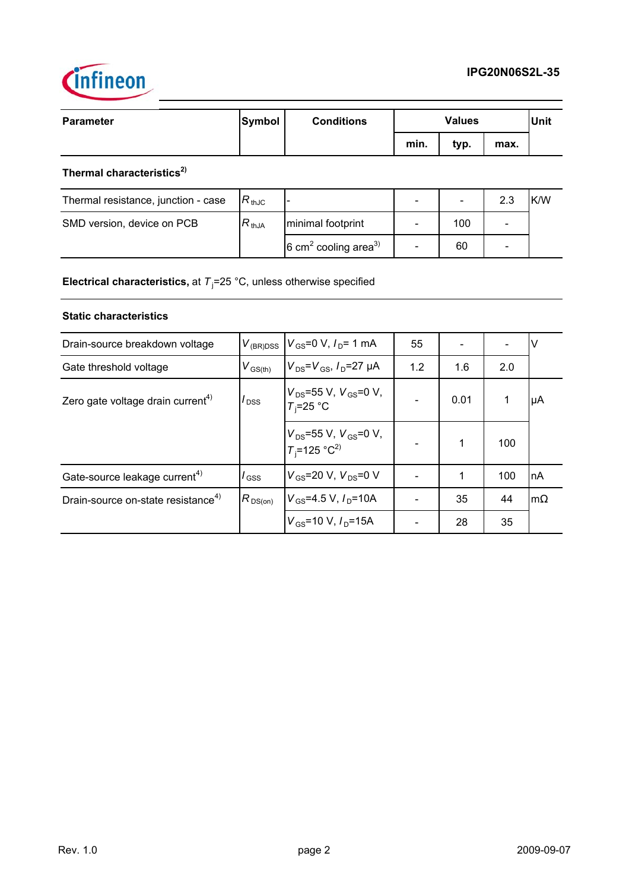| Parameter | Symbol | Conditions | Values | | | Unit |
|---|---|---|---|---|---|---|
| | | | min. | typ. | max. | |
| **Thermal characteristics**[2] | | | | | | |
| Thermal resistance, junction - case | $R_{thJC}$ | - | - | - | 2.3 | K/W |
| SMD version, device on PCB | $R_{thJA}$ | minimal footprint | - | 100 | - | |
| | | 6 $cm^2$ cooling area[3] | - | 60 | - | |

**Electrical characteristics,** at $T_j$=25 °C, unless otherwise specified

**Static characteristics**

| Parameter | Symbol | Conditions | min. | typ. | max. | Unit |
|---|---|---|---|---|---|---|
| Drain-source breakdown voltage | $V_{(BR)DSS}$ | $V_{GS}$=0 V, $I_D$= 1 mA | 55 | - | - | V |
| Gate threshold voltage | $V_{GS(th)}$ | $V_{DS}$=$V_{GS}$, $I_D$=27 µA | 1.2 | 1.6 | 2.0 | |
| Zero gate voltage drain current[4] | $I_{DSS}$ | $V_{DS}$=55 V, $V_{GS}$=0 V, $T_j$=25 °C | - | 0.01 | 1 | µA |
| | | $V_{DS}$=55 V, $V_{GS}$=0 V, $T_j$=125 °C[2] | - | 1 | 100 | |
| Gate-source leakage current[4] | $I_{GSS}$ | $V_{GS}$=20 V, $V_{DS}$=0 V | - | 1 | 100 | nA |
| Drain-source on-state resistance[4] | $R_{DS(on)}$ | $V_{GS}$=4.5 V, $I_D$=10A | - | 35 | 44 | mΩ |
| | | $V_{GS}$=10 V, $I_D$=15A | - | 28 | 35 | |

Rev. 1.0 | 2009-09-07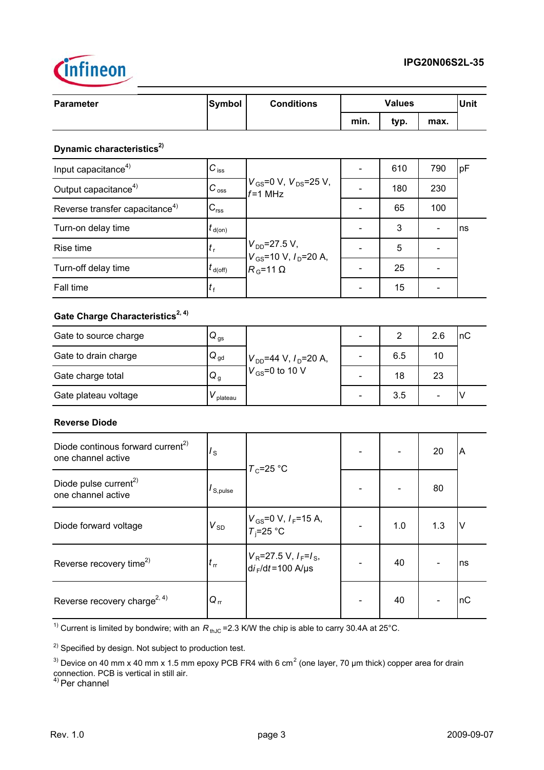| Parameter | Symbol | Conditions | Values | | | Unit |
|---|---|---|---|---|---|---|
| | | | min. | typ. | max. | |
| **Dynamic characteristics**[2] | | | | | | |
| Input capacitance[4] | $C_{iss}$ | $V_{GS}$=0 V, $V_{DS}$=25 V, $f$=1 MHz | - | 610 | 790 | pF |
| Output capacitance[4] | $C_{oss}$ | | - | 180 | 230 | |
| Reverse transfer capacitance[4] | $C_{rss}$ | | - | 65 | 100 | |
| Turn-on delay time | $t_{d(on)}$ | $V_{DD}$=27.5 V, $V_{GS}$=10 V, $I_D$=20 A, $R_G$=11 Ω | - | 3 | - | ns |
| Rise time | $t_r$ | | - | 5 | - | |
| Turn-off delay time | $t_{d(off)}$ | | - | 25 | - | |
| Fall time | $t_f$ | | - | 15 | - | |
| **Gate Charge Characteristics**[2, 4] | | | | | | |
| Gate to source charge | $Q_{gs}$ | $V_{DD}$=44 V, $I_D$=20 A, $V_{GS}$=0 to 10 V | - | 2 | 2.6 | nC |
| Gate to drain charge | $Q_{gd}$ | | - | 6.5 | 10 | |
| Gate charge total | $Q_g$ | | - | 18 | 23 | |
| Gate plateau voltage | $V_{plateau}$ | | - | 3.5 | - | V |
| **Reverse Diode** | | | | | | |
| Diode continous forward current[2] one channel active | $I_S$ | $T_C$=25 °C | - | - | 20 | A |
| Diode pulse current[2] one channel active | $I_{S,pulse}$ | | - | - | 80 | |
| Diode forward voltage | $V_{SD}$ | $V_{GS}$=0 V, $I_F$=15 A, $T_j$=25 °C | - | 1.0 | 1.3 | V |
| Reverse recovery time[2] | $t_{rr}$ | $V_R$=27.5 V, $I_F$=$I_S$, d$i_F$/d$t$=100 A/μs | - | 40 | - | ns |
| Reverse recovery charge[2, 4] | $Q_{rr}$ | | - | 40 | - | nC |

[1] Current is limited by bondwire; with an $R_{thJC}$ =2.3 K/W the chip is able to carry 30.4A at 25°C.

[2] Specified by design. Not subject to production test.

[3] Device on 40 mm x 40 mm x 1.5 mm epoxy PCB FR4 with 6 $cm^2$ (one layer, 70 µm thick) copper area for drain connection. PCB is vertical in still air.

[4] Per channel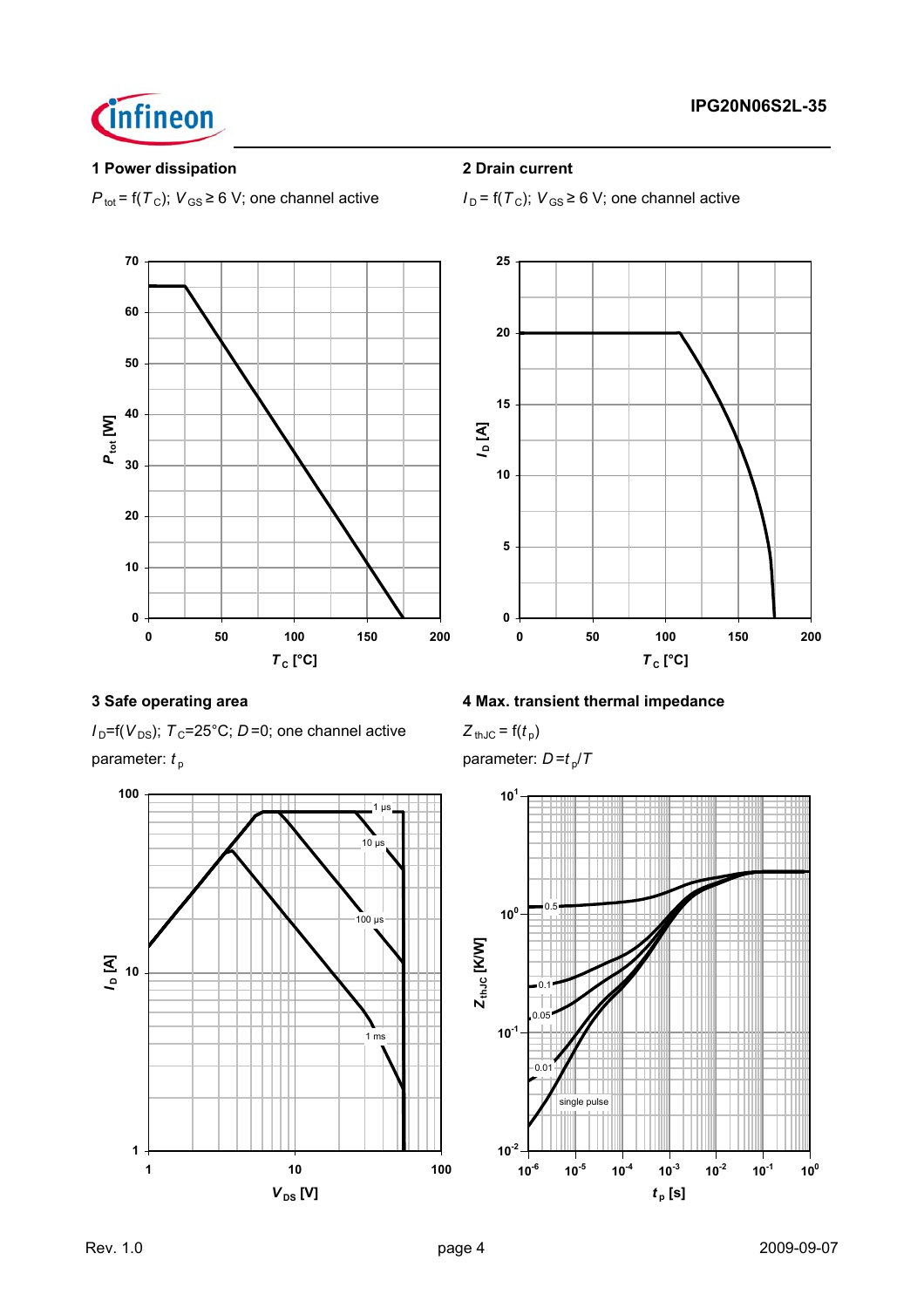**1 Power dissipation**

$P_{tot} = f(T_C)$; $V_{GS} \geq 6$ V; one channel active

**2 Drain current**

$I_D = f(T_C)$; $V_{GS} \geq 6$ V; one channel active

**3 Safe operating area**

$I_D = f(V_{DS})$; $T_C = 25°C$; $D = 0$; one channel active

parameter: $t_p$

**4 Max. transient thermal impedance**

$Z_{thJC} = f(t_p)$

parameter: $D = t_p/T$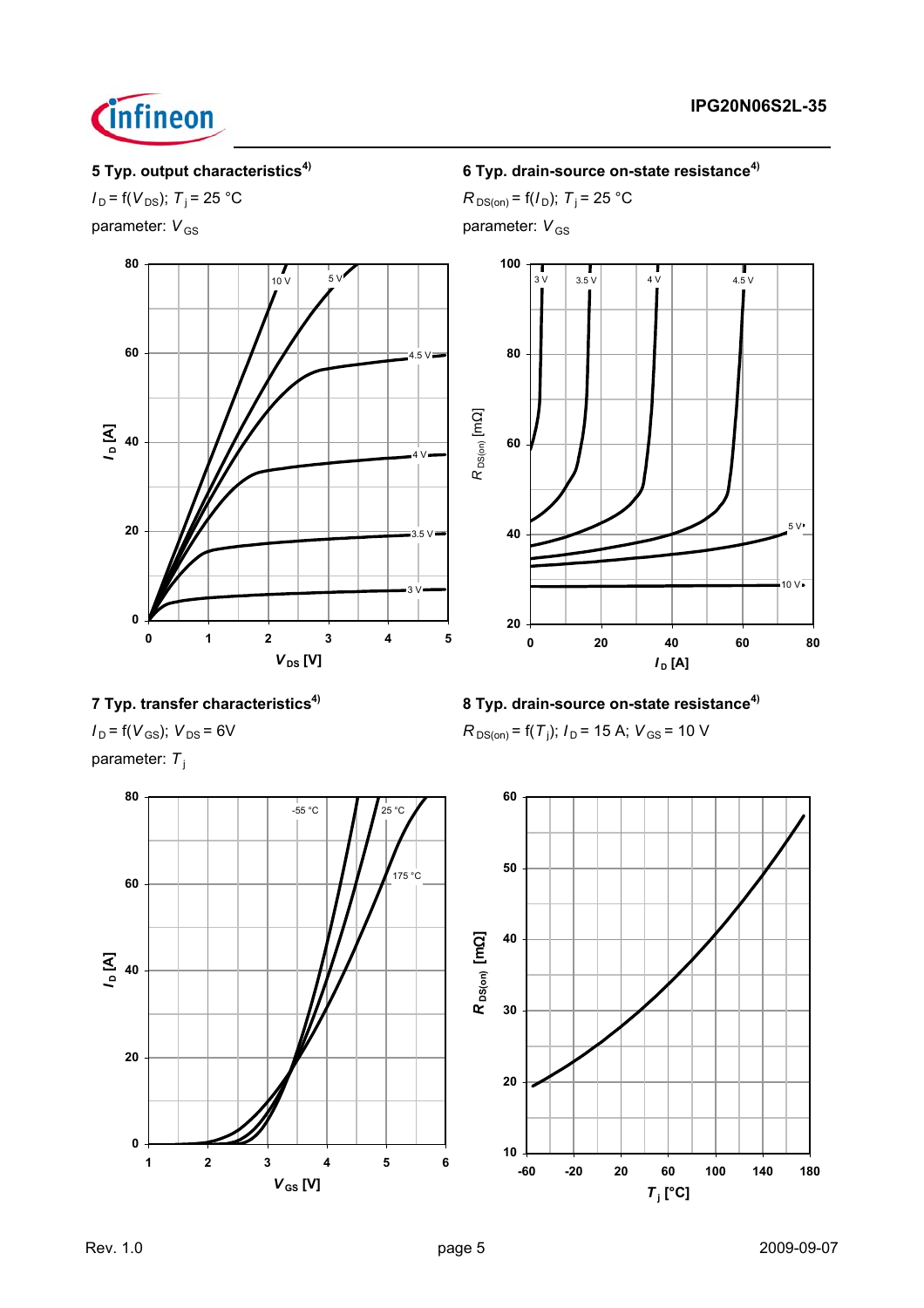## 5 Typ. output characteristics[4)]

$I_D = f(V_{DS})$; $T_j = 25\ °C$

parameter: $V_{GS}$

## 6 Typ. drain-source on-state resistance[4)]

$R_{DS(on)} = f(I_D)$; $T_j = 25\ °C$

parameter: $V_{GS}$

## 7 Typ. transfer characteristics[4)]

$I_D = f(V_{GS})$; $V_{DS} = 6V$

parameter: $T_j$

## 8 Typ. drain-source on-state resistance[4)]

$R_{DS(on)} = f(T_j)$; $I_D = 15\ A$; $V_{GS} = 10\ V$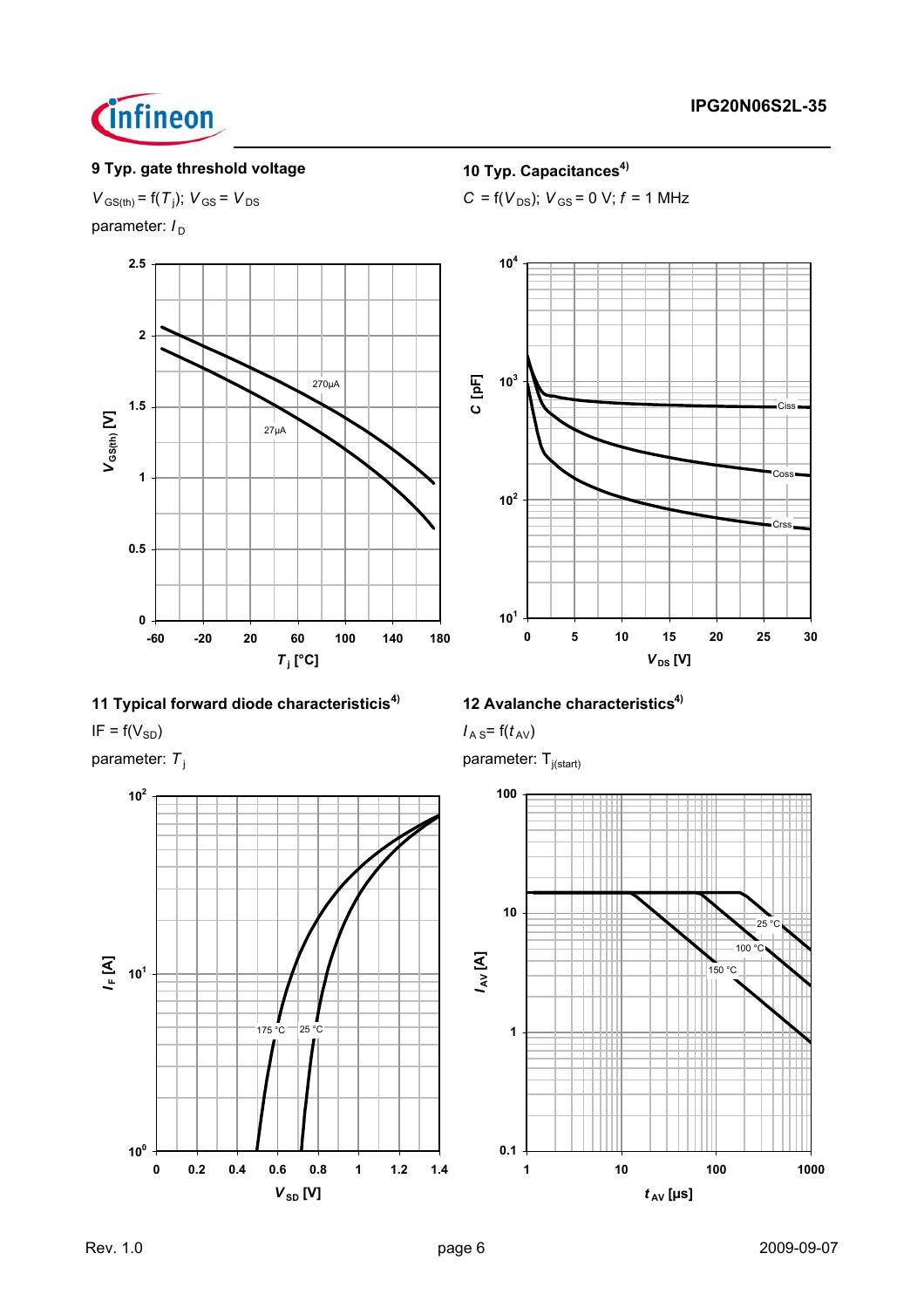### 9 Typ. gate threshold voltage

$V_{GS(th)} = f(T_j)$; $V_{GS} = V_{DS}$

parameter: $I_D$

### 10 Typ. Capacitances[4)]

$C = f(V_{DS})$; $V_{GS} = 0$ V; $f = 1$ MHz

### 11 Typical forward diode characteristicis[4)]

IF = $f(V_{SD})$

parameter: $T_j$

### 12 Avalanche characteristics[4)]

$I_{AS} = f(t_{AV})$

parameter: $T_{j(start)}$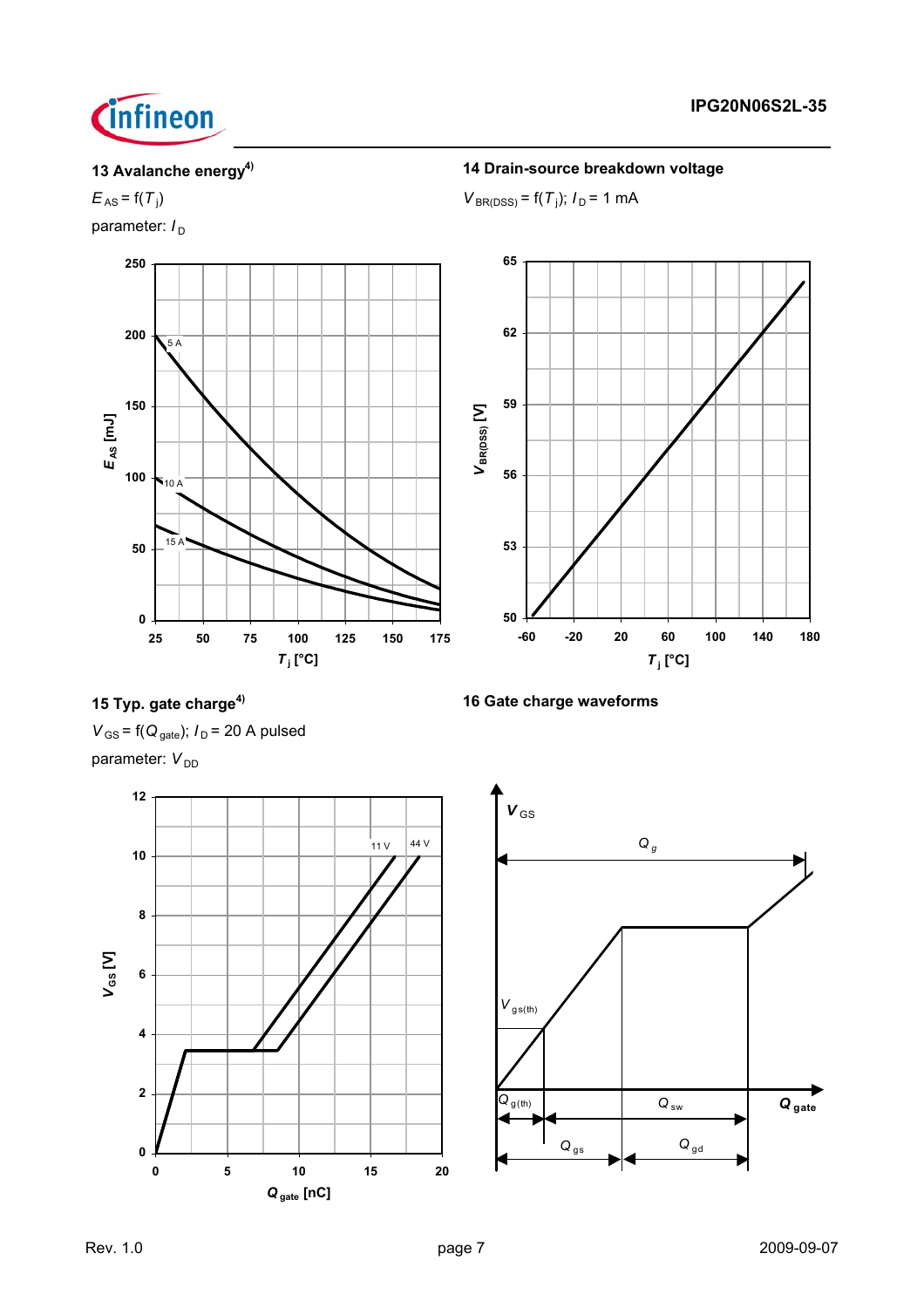## 13 Avalanche energy[4)]

$E_{AS} = f(T_j)$

parameter: $I_D$

## 14 Drain-source breakdown voltage

$V_{BR(DSS)} = f(T_j)$; $I_D = 1$ mA

## 15 Typ. gate charge[4)]

$V_{GS} = f(Q_{gate})$; $I_D = 20$ A pulsed

parameter: $V_{DD}$

## 16 Gate charge waveforms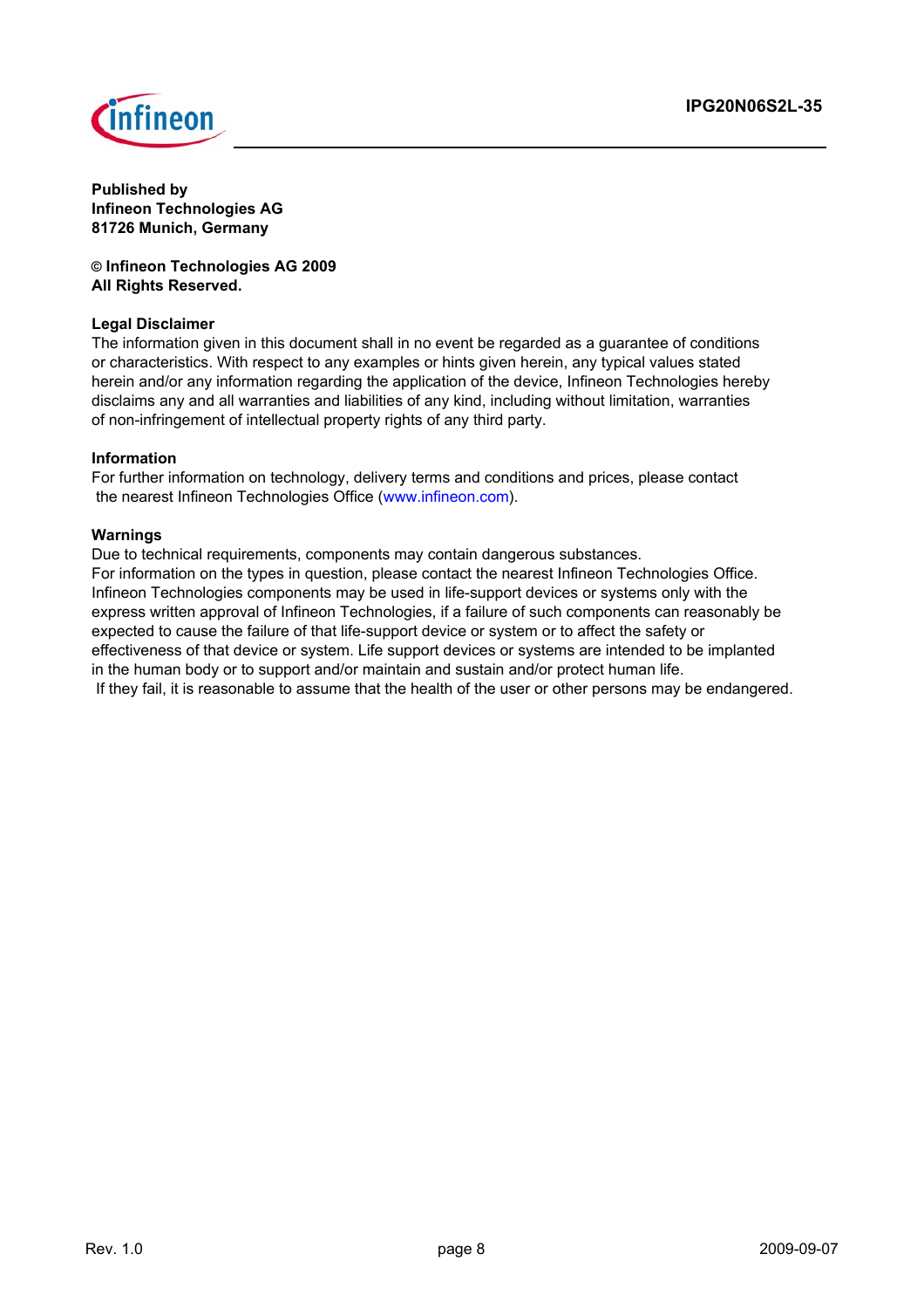**Published by**
**Infineon Technologies AG**
**81726 Munich, Germany**

**© Infineon Technologies AG 2009**
**All Rights Reserved.**

**Legal Disclaimer**

The information given in this document shall in no event be regarded as a guarantee of conditions or characteristics. With respect to any examples or hints given herein, any typical values stated herein and/or any information regarding the application of the device, Infineon Technologies hereby disclaims any and all warranties and liabilities of any kind, including without limitation, warranties of non-infringement of intellectual property rights of any third party.

**Information**

For further information on technology, delivery terms and conditions and prices, please contact the nearest Infineon Technologies Office (www.infineon.com).

**Warnings**

Due to technical requirements, components may contain dangerous substances.
For information on the types in question, please contact the nearest Infineon Technologies Office.
Infineon Technologies components may be used in life-support devices or systems only with the express written approval of Infineon Technologies, if a failure of such components can reasonably be expected to cause the failure of that life-support device or system or to affect the safety or effectiveness of that device or system. Life support devices or systems are intended to be implanted in the human body or to support and/or maintain and sustain and/or protect human life.
If they fail, it is reasonable to assume that the health of the user or other persons may be endangered.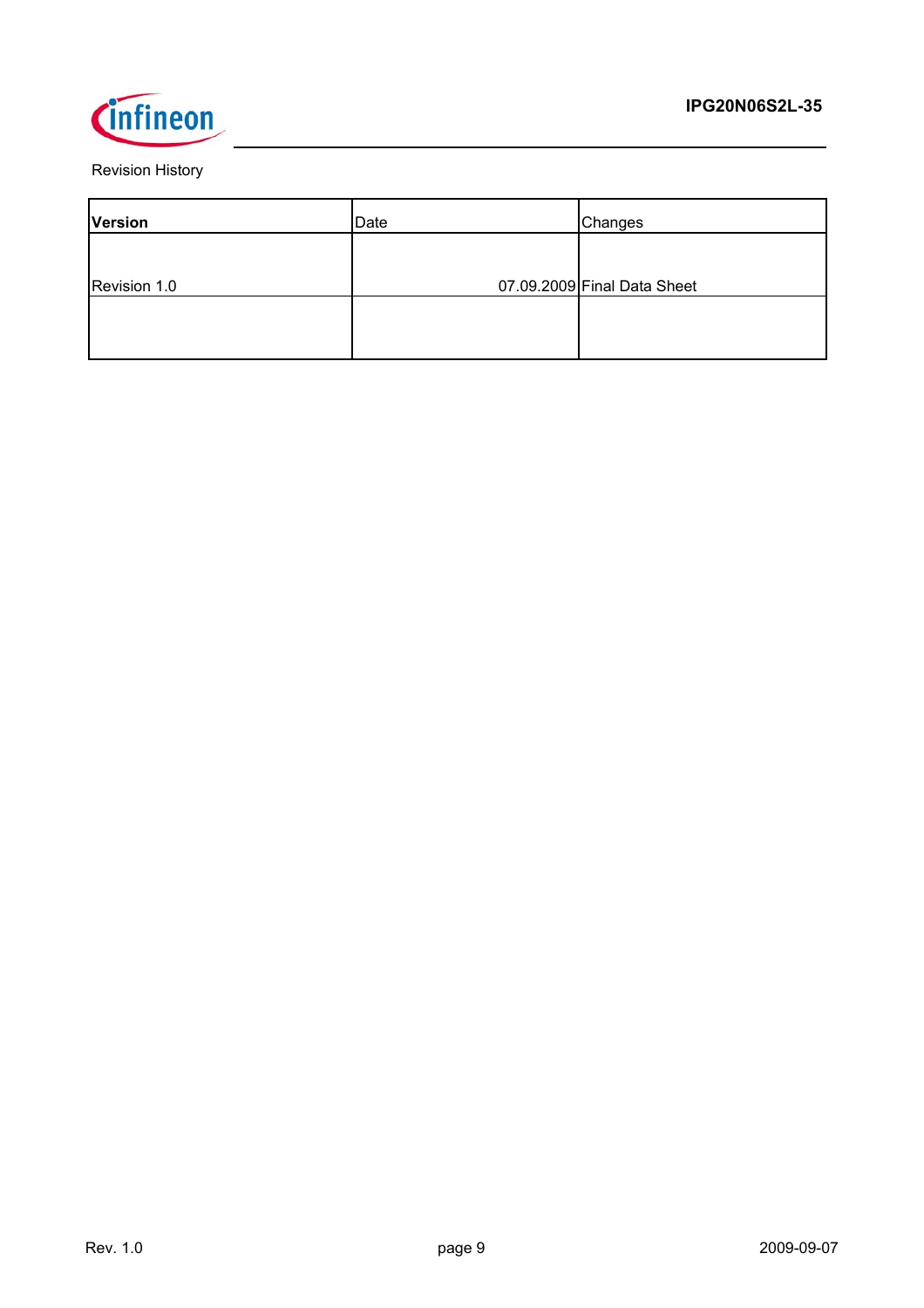Revision History

| Version | Date | Changes |
|---|---|---|
| Revision 1.0 | 07.09.2009 | Final Data Sheet |
| | | |